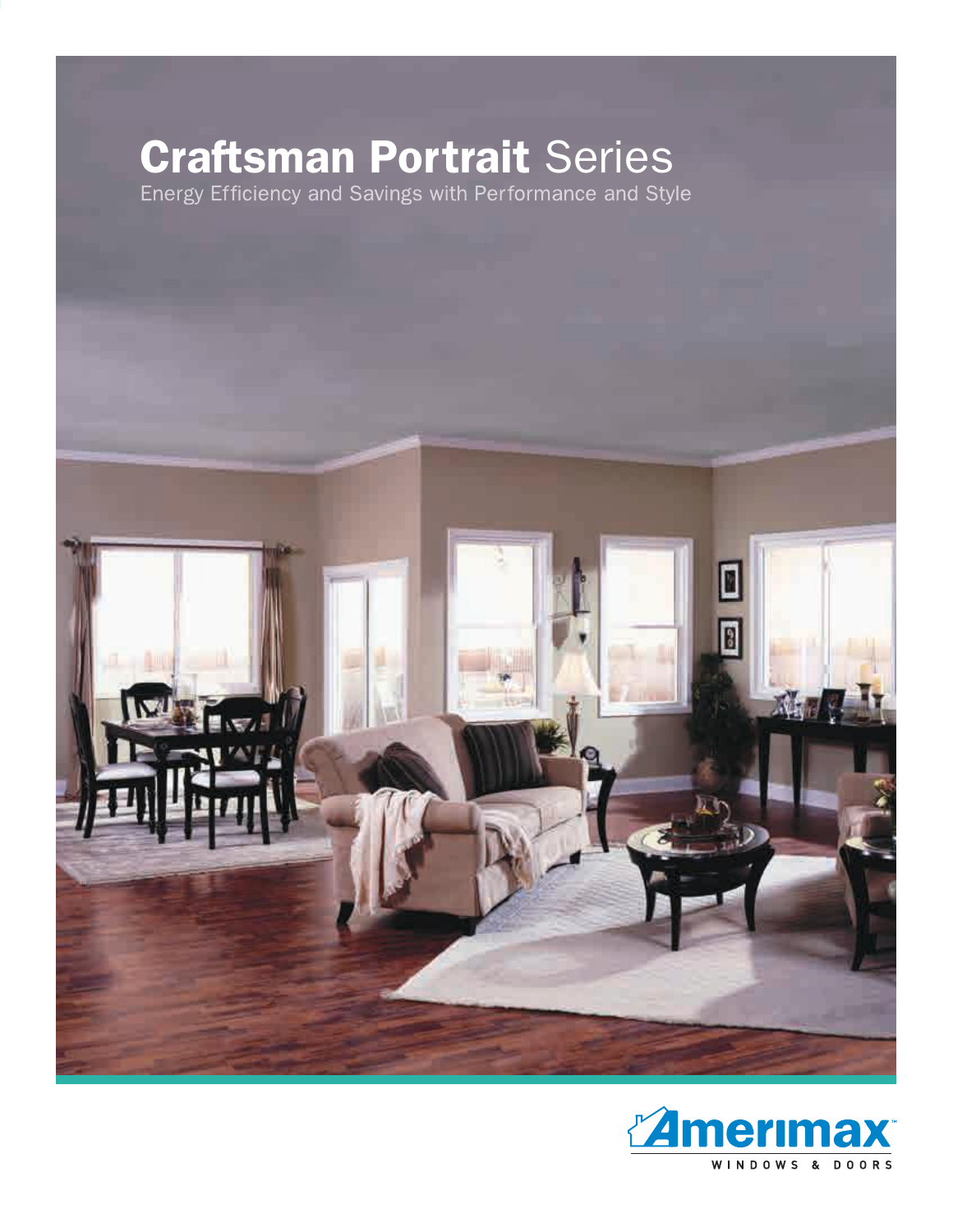# **Craftsman Portrait** Series

Energy Efficiency and Savings with Performance and Style

Amerimax™

WINDOWS & DOORS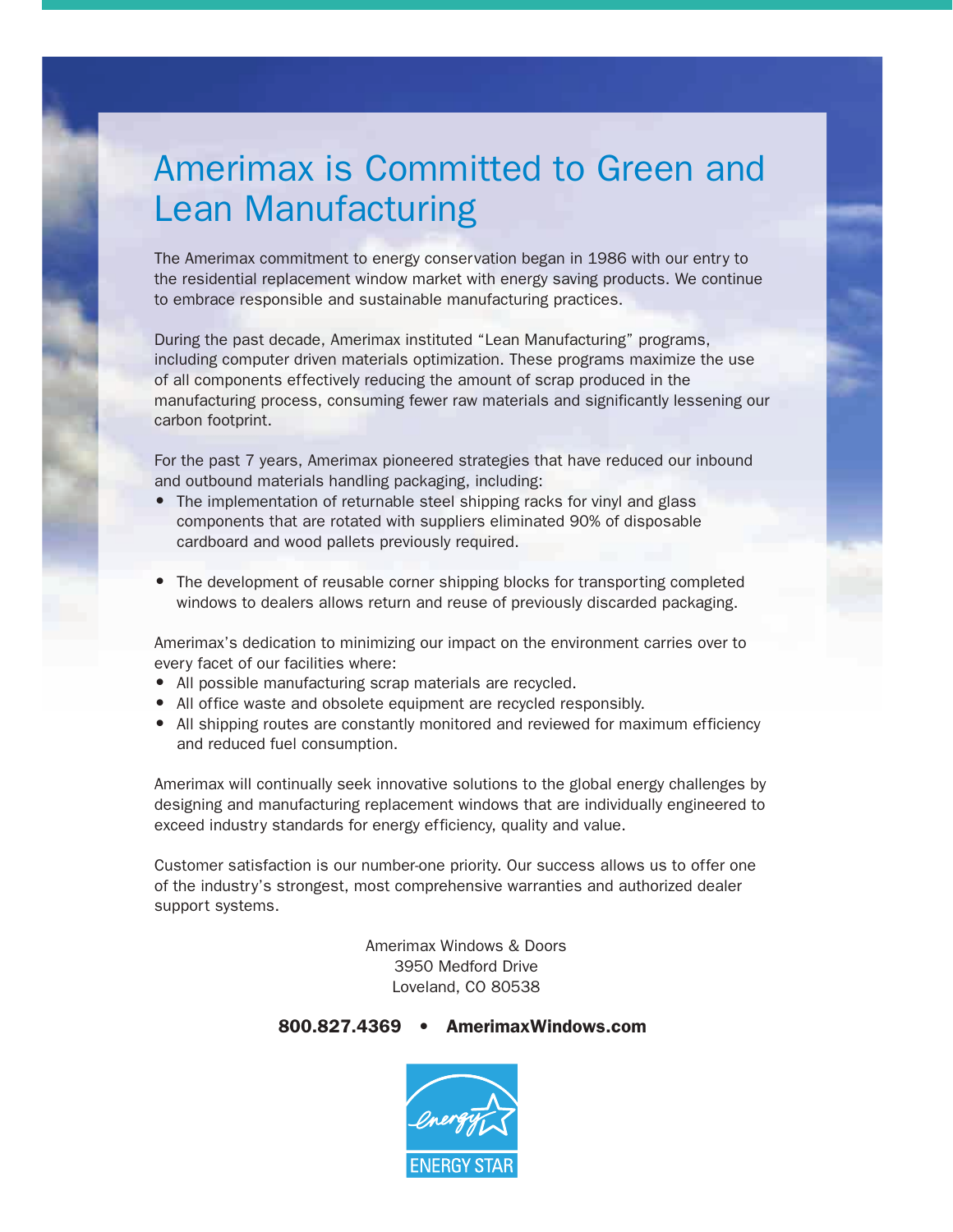# Amerimax is Committed to Green and Lean Manufacturing

The Amerimax commitment to energy conservation began in 1986 with our entry to the residential replacement window market with energy saving products. We continue to embrace responsible and sustainable manufacturing practices.

During the past decade, Amerimax instituted “Lean Manufacturing” programs, including computer driven materials optimization. These programs maximize the use of all components effectively reducing the amount of scrap produced in the manufacturing process, consuming fewer raw materials and significantly lessening our carbon footprint.

For the past 7 years, Amerimax pioneered strategies that have reduced our inbound and outbound materials handling packaging, including:

- The implementation of returnable steel shipping racks for vinyl and glass components that are rotated with suppliers eliminated 90% of disposable cardboard and wood pallets previously required.

- The development of reusable corner shipping blocks for transporting completed windows to dealers allows return and reuse of previously discarded packaging.

Amerimax’s dedication to minimizing our impact on the environment carries over to every facet of our facilities where:

- All possible manufacturing scrap materials are recycled.
- All office waste and obsolete equipment are recycled responsibly.
- All shipping routes are constantly monitored and reviewed for maximum efficiency and reduced fuel consumption.

Amerimax will continually seek innovative solutions to the global energy challenges by designing and manufacturing replacement windows that are individually engineered to exceed industry standards for energy efficiency, quality and value.

Customer satisfaction is our number-one priority. Our success allows us to offer one of the industry’s strongest, most comprehensive warranties and authorized dealer support systems.

Amerimax Windows & Doors
3950 Medford Drive
Loveland, CO 80538

**800.827.4369 • AmerimaxWindows.com**

ENERGY STAR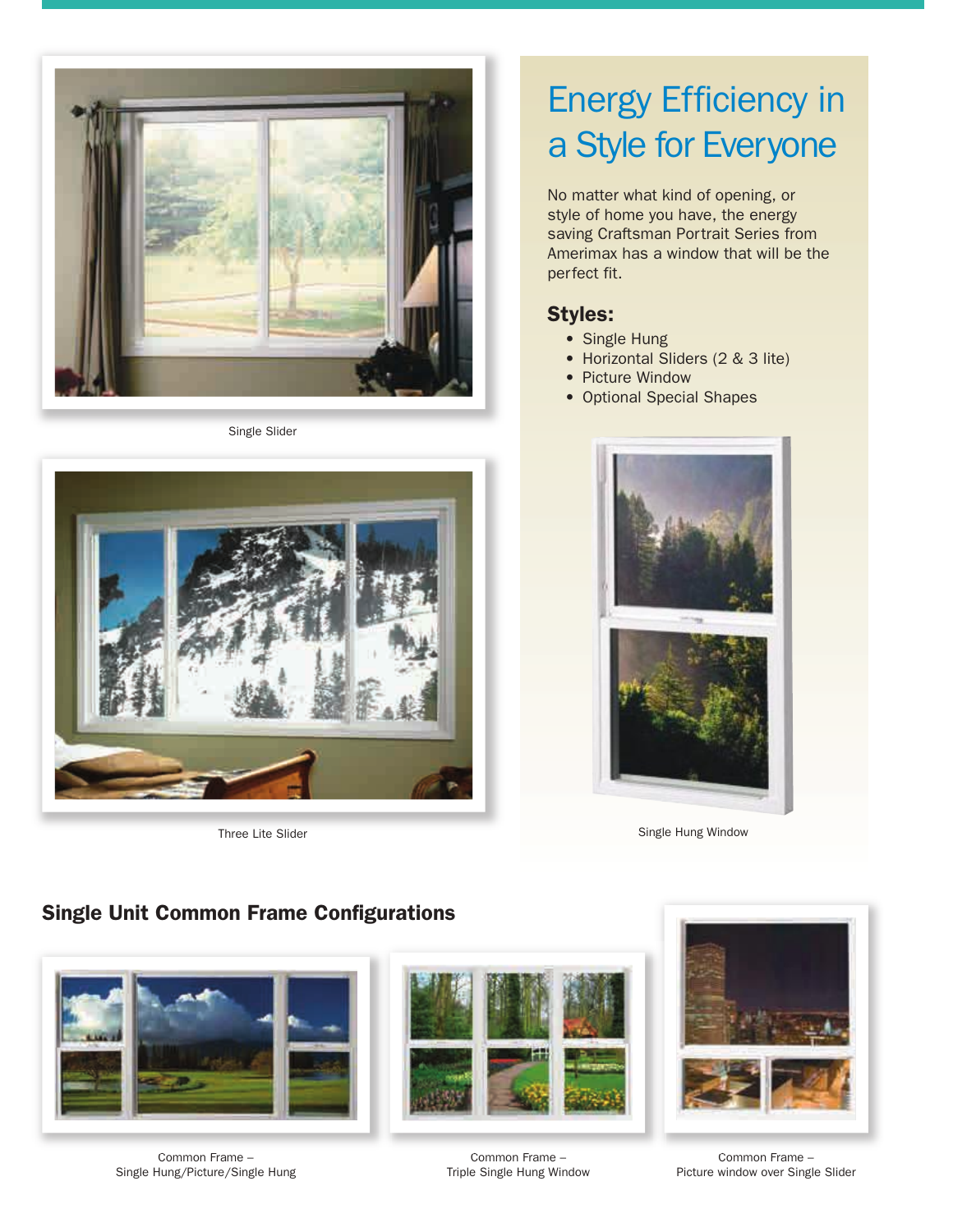Single Slider

Three Lite Slider

# Energy Efficiency in a Style for Everyone

No matter what kind of opening, or style of home you have, the energy saving Craftsman Portrait Series from Amerimax has a window that will be the perfect fit.

## Styles:

- Single Hung
- Horizontal Sliders (2 & 3 lite)
- Picture Window
- Optional Special Shapes

Single Hung Window

## Single Unit Common Frame Configurations

Common Frame – Single Hung/Picture/Single Hung

Common Frame – Triple Single Hung Window

Common Frame – Picture window over Single Slider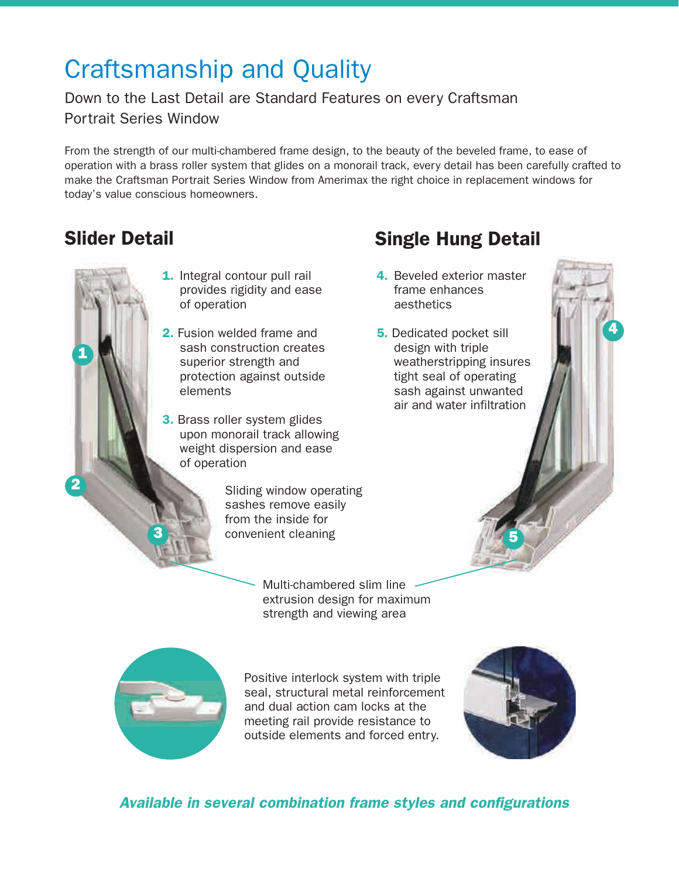# Craftsmanship and Quality

Down to the Last Detail are Standard Features on every Craftsman Portrait Series Window

From the strength of our multi-chambered frame design, to the beauty of the beveled frame, to ease of operation with a brass roller system that glides on a monorail track, every detail has been carefully crafted to make the Craftsman Portrait Series Window from Amerimax the right choice in replacement windows for today's value conscious homeowners.

## Slider Detail

1. Integral contour pull rail provides rigidity and ease of operation
2. Fusion welded frame and sash construction creates superior strength and protection against outside elements
3. Brass roller system glides upon monorail track allowing weight dispersion and ease of operation

Sliding window operating sashes remove easily from the inside for convenient cleaning

## Single Hung Detail

4. Beveled exterior master frame enhances aesthetics
5. Dedicated pocket sill design with triple weatherstripping insures tight seal of operating sash against unwanted air and water infiltration

Multi-chambered slim line extrusion design for maximum strength and viewing area

Positive interlock system with triple seal, structural metal reinforcement and dual action cam locks at the meeting rail provide resistance to outside elements and forced entry.

***Available in several combination frame styles and configurations***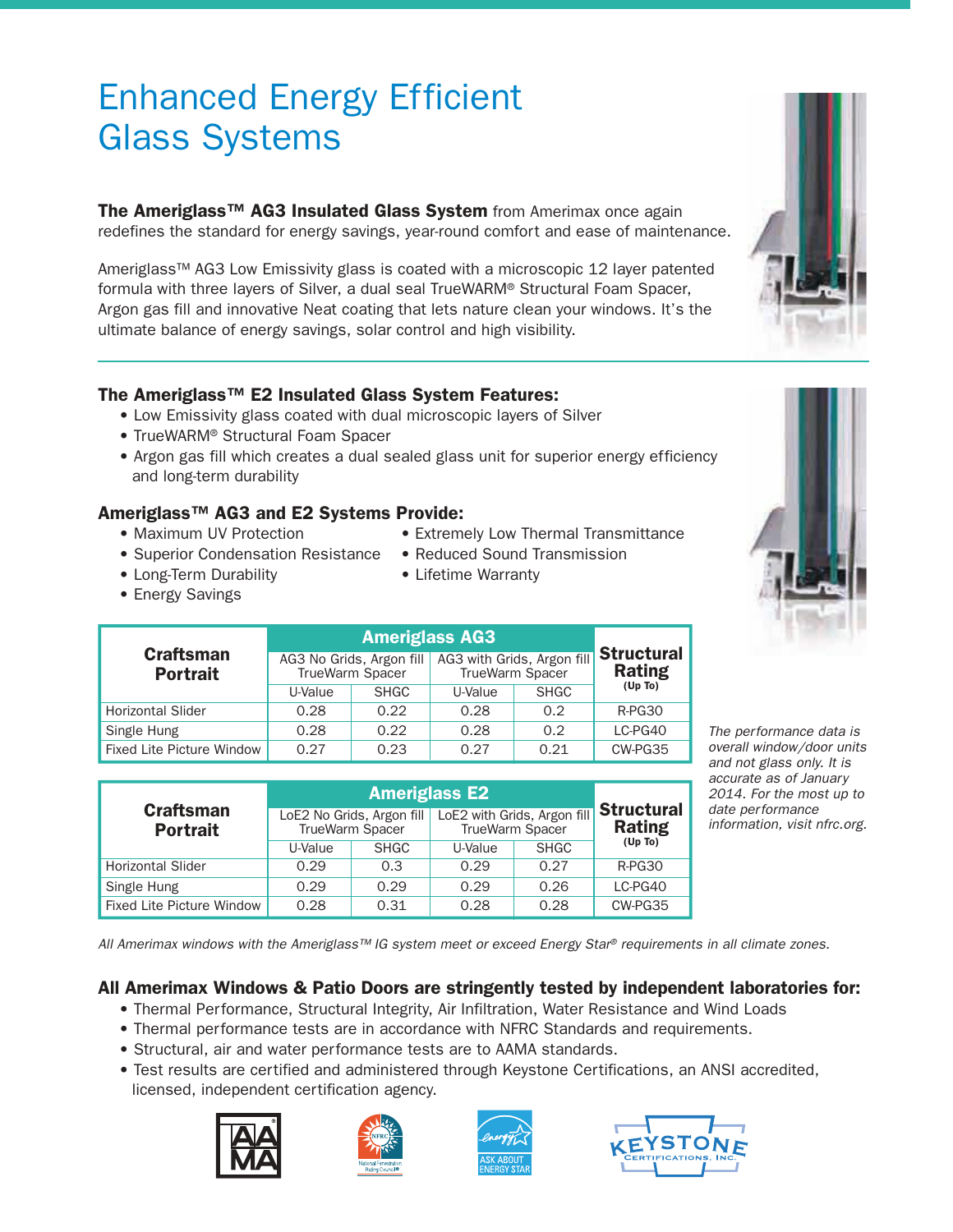# Enhanced Energy Efficient Glass Systems

**The Ameriglass™ AG3 Insulated Glass System** from Amerimax once again redefines the standard for energy savings, year-round comfort and ease of maintenance.

Ameriglass™ AG3 Low Emissivity glass is coated with a microscopic 12 layer patented formula with three layers of Silver, a dual seal TrueWARM® Structural Foam Spacer, Argon gas fill and innovative Neat coating that lets nature clean your windows. It's the ultimate balance of energy savings, solar control and high visibility.

### The Ameriglass™ E2 Insulated Glass System Features:

- Low Emissivity glass coated with dual microscopic layers of Silver
- TrueWARM® Structural Foam Spacer
- Argon gas fill which creates a dual sealed glass unit for superior energy efficiency and long-term durability

### Ameriglass™ AG3 and E2 Systems Provide:

- Maximum UV Protection
- Superior Condensation Resistance
- Long-Term Durability
- Energy Savings
- Extremely Low Thermal Transmittance
- Reduced Sound Transmission
- Lifetime Warranty

| Craftsman Portrait | Ameriglass AG3 | | | | Structural Rating (Up To) |
|---|---|---|---|---|---|
| | AG3 No Grids, Argon fill TrueWarm Spacer | | AG3 with Grids, Argon fill TrueWarm Spacer | | |
| | U-Value | SHGC | U-Value | SHGC | |
| Horizontal Slider | 0.28 | 0.22 | 0.28 | 0.2 | R-PG30 |
| Single Hung | 0.28 | 0.22 | 0.28 | 0.2 | LC-PG40 |
| Fixed Lite Picture Window | 0.27 | 0.23 | 0.27 | 0.21 | CW-PG35 |

| Craftsman Portrait | Ameriglass E2 | | | | Structural Rating (Up To) |
|---|---|---|---|---|---|
| | LoE2 No Grids, Argon fill TrueWarm Spacer | | LoE2 with Grids, Argon fill TrueWarm Spacer | | |
| | U-Value | SHGC | U-Value | SHGC | |
| Horizontal Slider | 0.29 | 0.3 | 0.29 | 0.27 | R-PG30 |
| Single Hung | 0.29 | 0.29 | 0.29 | 0.26 | LC-PG40 |
| Fixed Lite Picture Window | 0.28 | 0.31 | 0.28 | 0.28 | CW-PG35 |

*The performance data is overall window/door units and not glass only. It is accurate as of January 2014. For the most up to date performance information, visit nfrc.org.*

*All Amerimax windows with the Ameriglass™ IG system meet or exceed Energy Star® requirements in all climate zones.*

### All Amerimax Windows & Patio Doors are stringently tested by independent laboratories for:

- Thermal Performance, Structural Integrity, Air Infiltration, Water Resistance and Wind Loads
- Thermal performance tests are in accordance with NFRC Standards and requirements.
- Structural, air and water performance tests are to AAMA standards.
- Test results are certified and administered through Keystone Certifications, an ANSI accredited, licensed, independent certification agency.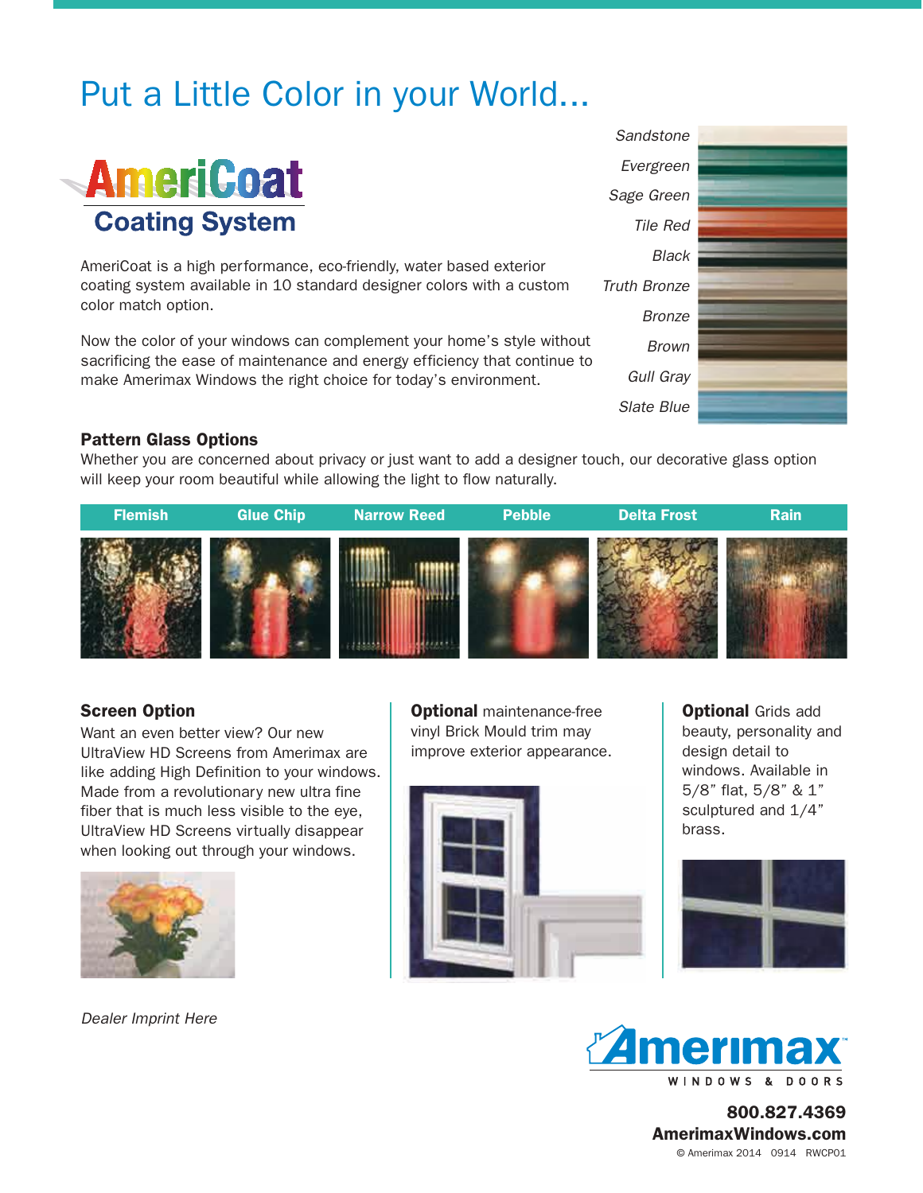# Put a Little Color in your World...

## AmeriCoat
### Coating System

AmeriCoat is a high performance, eco-friendly, water based exterior coating system available in 10 standard designer colors with a custom color match option.

Now the color of your windows can complement your home's style without sacrificing the ease of maintenance and energy efficiency that continue to make Amerimax Windows the right choice for today's environment.

*Sandstone*
*Evergreen*
*Sage Green*
*Tile Red*
*Black*
*Truth Bronze*
*Bronze*
*Brown*
*Gull Gray*
*Slate Blue*

### Pattern Glass Options

Whether you are concerned about privacy or just want to add a designer touch, our decorative glass option will keep your room beautiful while allowing the light to flow naturally.

**Flemish** | **Glue Chip** | **Narrow Reed** | **Pebble** | **Delta Frost** | **Rain**

### Screen Option

Want an even better view? Our new UltraView HD Screens from Amerimax are like adding High Definition to your windows. Made from a revolutionary new ultra fine fiber that is much less visible to the eye, UltraView HD Screens virtually disappear when looking out through your windows.

**Optional** maintenance-free vinyl Brick Mould trim may improve exterior appearance.

**Optional** Grids add beauty, personality and design detail to windows. Available in 5/8" flat, 5/8" & 1" sculptured and 1/4" brass.

*Dealer Imprint Here*

Amerimax™
WINDOWS & DOORS

**800.827.4369**
**AmerimaxWindows.com**

© Amerimax 2014 0914 RWCP01